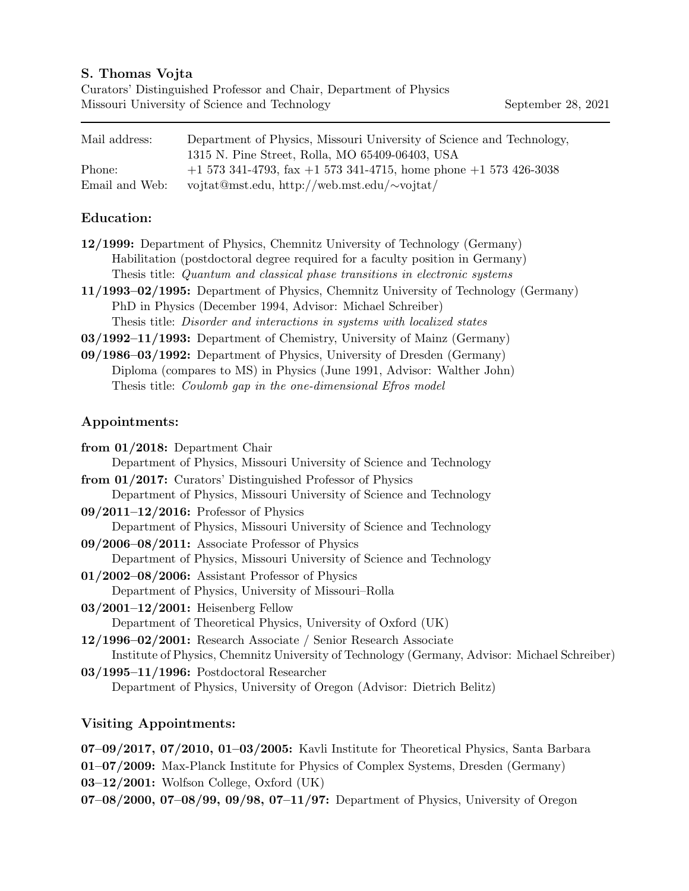**S. Thomas Vojta**

Curators' Distinguished Professor and Chair, Department of Physics
Missouri University of Science and Technology — September 28, 2021

---

| | |
|---|---|
| Mail address: | Department of Physics, Missouri University of Science and Technology, 1315 N. Pine Street, Rolla, MO 65409-06403, USA |
| Phone: | +1 573 341-4793, fax +1 573 341-4715, home phone +1 573 426-3038 |
| Email and Web: | vojtat@mst.edu, http://web.mst.edu/∼vojtat/ |

## Education:

**12/1999:** Department of Physics, Chemnitz University of Technology (Germany)
Habilitation (postdoctoral degree required for a faculty position in Germany)
Thesis title: *Quantum and classical phase transitions in electronic systems*

**11/1993–02/1995:** Department of Physics, Chemnitz University of Technology (Germany)
PhD in Physics (December 1994, Advisor: Michael Schreiber)
Thesis title: *Disorder and interactions in systems with localized states*

**03/1992–11/1993:** Department of Chemistry, University of Mainz (Germany)

**09/1986–03/1992:** Department of Physics, University of Dresden (Germany)
Diploma (compares to MS) in Physics (June 1991, Advisor: Walther John)
Thesis title: *Coulomb gap in the one-dimensional Efros model*

## Appointments:

**from 01/2018:** Department Chair
Department of Physics, Missouri University of Science and Technology

**from 01/2017:** Curators' Distinguished Professor of Physics
Department of Physics, Missouri University of Science and Technology

**09/2011–12/2016:** Professor of Physics
Department of Physics, Missouri University of Science and Technology

**09/2006–08/2011:** Associate Professor of Physics
Department of Physics, Missouri University of Science and Technology

**01/2002–08/2006:** Assistant Professor of Physics
Department of Physics, University of Missouri–Rolla

**03/2001–12/2001:** Heisenberg Fellow
Department of Theoretical Physics, University of Oxford (UK)

**12/1996–02/2001:** Research Associate / Senior Research Associate
Institute of Physics, Chemnitz University of Technology (Germany, Advisor: Michael Schreiber)

**03/1995–11/1996:** Postdoctoral Researcher
Department of Physics, University of Oregon (Advisor: Dietrich Belitz)

## Visiting Appointments:

**07–09/2017, 07/2010, 01–03/2005:** Kavli Institute for Theoretical Physics, Santa Barbara

**01–07/2009:** Max-Planck Institute for Physics of Complex Systems, Dresden (Germany)

**03–12/2001:** Wolfson College, Oxford (UK)

**07–08/2000, 07–08/99, 09/98, 07–11/97:** Department of Physics, University of Oregon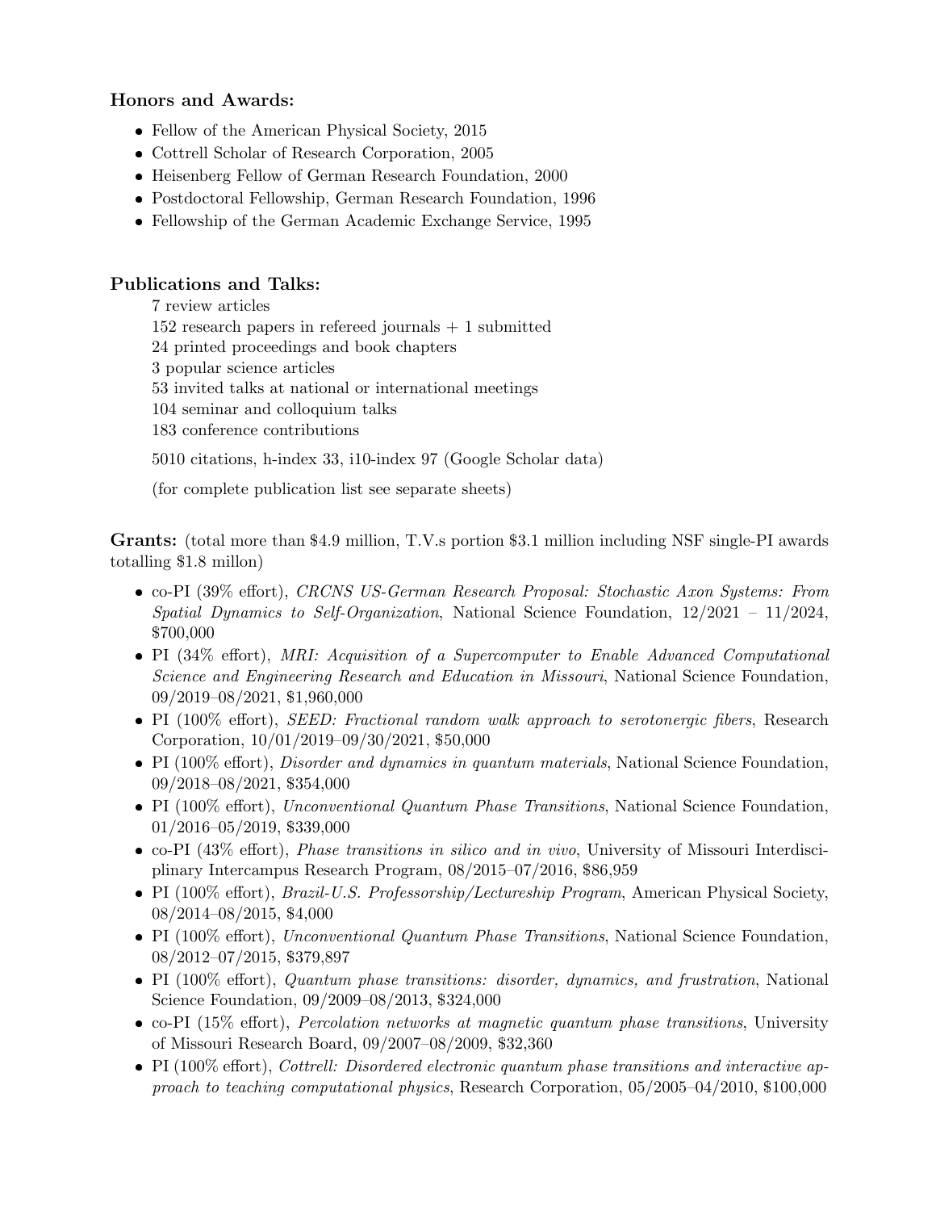**Honors and Awards:**

- Fellow of the American Physical Society, 2015
- Cottrell Scholar of Research Corporation, 2005
- Heisenberg Fellow of German Research Foundation, 2000
- Postdoctoral Fellowship, German Research Foundation, 1996
- Fellowship of the German Academic Exchange Service, 1995

**Publications and Talks:**

7 review articles
152 research papers in refereed journals + 1 submitted
24 printed proceedings and book chapters
3 popular science articles
53 invited talks at national or international meetings
104 seminar and colloquium talks
183 conference contributions

5010 citations, h-index 33, i10-index 97 (Google Scholar data)

(for complete publication list see separate sheets)

**Grants:** (total more than $4.9 million, T.V.s portion $3.1 million including NSF single-PI awards totalling $1.8 millon)

- co-PI (39% effort), *CRCNS US-German Research Proposal: Stochastic Axon Systems: From Spatial Dynamics to Self-Organization*, National Science Foundation, 12/2021 – 11/2024, $700,000
- PI (34% effort), *MRI: Acquisition of a Supercomputer to Enable Advanced Computational Science and Engineering Research and Education in Missouri*, National Science Foundation, 09/2019–08/2021, $1,960,000
- PI (100% effort), *SEED: Fractional random walk approach to serotonergic fibers*, Research Corporation, 10/01/2019–09/30/2021, $50,000
- PI (100% effort), *Disorder and dynamics in quantum materials*, National Science Foundation, 09/2018–08/2021, $354,000
- PI (100% effort), *Unconventional Quantum Phase Transitions*, National Science Foundation, 01/2016–05/2019, $339,000
- co-PI (43% effort), *Phase transitions in silico and in vivo*, University of Missouri Interdisciplinary Intercampus Research Program, 08/2015–07/2016, $86,959
- PI (100% effort), *Brazil-U.S. Professorship/Lectureship Program*, American Physical Society, 08/2014–08/2015, $4,000
- PI (100% effort), *Unconventional Quantum Phase Transitions*, National Science Foundation, 08/2012–07/2015, $379,897
- PI (100% effort), *Quantum phase transitions: disorder, dynamics, and frustration*, National Science Foundation, 09/2009–08/2013, $324,000
- co-PI (15% effort), *Percolation networks at magnetic quantum phase transitions*, University of Missouri Research Board, 09/2007–08/2009, $32,360
- PI (100% effort), *Cottrell: Disordered electronic quantum phase transitions and interactive approach to teaching computational physics*, Research Corporation, 05/2005–04/2010, $100,000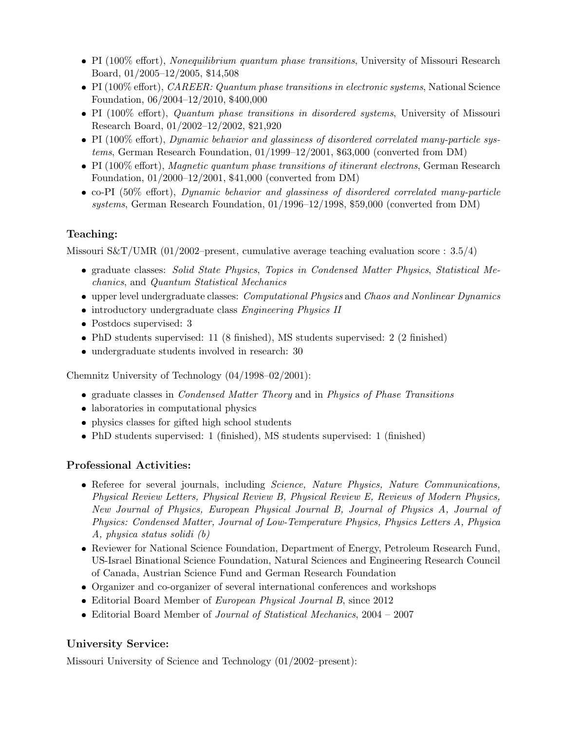- PI (100% effort), *Nonequilibrium quantum phase transitions*, University of Missouri Research Board, 01/2005–12/2005, $14,508
- PI (100% effort), *CAREER: Quantum phase transitions in electronic systems*, National Science Foundation, 06/2004–12/2010, $400,000
- PI (100% effort), *Quantum phase transitions in disordered systems*, University of Missouri Research Board, 01/2002–12/2002, $21,920
- PI (100% effort), *Dynamic behavior and glassiness of disordered correlated many-particle systems*, German Research Foundation, 01/1999–12/2001, $63,000 (converted from DM)
- PI (100% effort), *Magnetic quantum phase transitions of itinerant electrons*, German Research Foundation, 01/2000–12/2001, $41,000 (converted from DM)
- co-PI (50% effort), *Dynamic behavior and glassiness of disordered correlated many-particle systems*, German Research Foundation, 01/1996–12/1998, $59,000 (converted from DM)

### Teaching:

Missouri S&T/UMR (01/2002–present, cumulative average teaching evaluation score : 3.5/4)

- graduate classes: *Solid State Physics*, *Topics in Condensed Matter Physics*, *Statistical Mechanics*, and *Quantum Statistical Mechanics*
- upper level undergraduate classes: *Computational Physics* and *Chaos and Nonlinear Dynamics*
- introductory undergraduate class *Engineering Physics II*
- Postdocs supervised: 3
- PhD students supervised: 11 (8 finished), MS students supervised: 2 (2 finished)
- undergraduate students involved in research: 30

Chemnitz University of Technology (04/1998–02/2001):

- graduate classes in *Condensed Matter Theory* and in *Physics of Phase Transitions*
- laboratories in computational physics
- physics classes for gifted high school students
- PhD students supervised: 1 (finished), MS students supervised: 1 (finished)

### Professional Activities:

- Referee for several journals, including *Science, Nature Physics, Nature Communications, Physical Review Letters, Physical Review B, Physical Review E, Reviews of Modern Physics, New Journal of Physics, European Physical Journal B, Journal of Physics A, Journal of Physics: Condensed Matter, Journal of Low-Temperature Physics, Physics Letters A, Physica A, physica status solidi (b)*
- Reviewer for National Science Foundation, Department of Energy, Petroleum Research Fund, US-Israel Binational Science Foundation, Natural Sciences and Engineering Research Council of Canada, Austrian Science Fund and German Research Foundation
- Organizer and co-organizer of several international conferences and workshops
- Editorial Board Member of *European Physical Journal B*, since 2012
- Editorial Board Member of *Journal of Statistical Mechanics*, 2004 – 2007

### University Service:

Missouri University of Science and Technology (01/2002–present):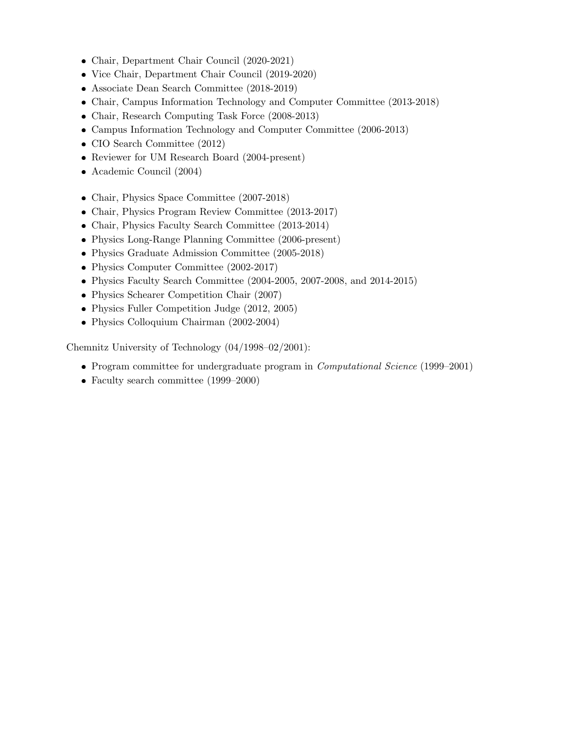- Chair, Department Chair Council (2020-2021)
- Vice Chair, Department Chair Council (2019-2020)
- Associate Dean Search Committee (2018-2019)
- Chair, Campus Information Technology and Computer Committee (2013-2018)
- Chair, Research Computing Task Force (2008-2013)
- Campus Information Technology and Computer Committee (2006-2013)
- CIO Search Committee (2012)
- Reviewer for UM Research Board (2004-present)
- Academic Council (2004)

- Chair, Physics Space Committee (2007-2018)
- Chair, Physics Program Review Committee (2013-2017)
- Chair, Physics Faculty Search Committee (2013-2014)
- Physics Long-Range Planning Committee (2006-present)
- Physics Graduate Admission Committee (2005-2018)
- Physics Computer Committee (2002-2017)
- Physics Faculty Search Committee (2004-2005, 2007-2008, and 2014-2015)
- Physics Schearer Competition Chair (2007)
- Physics Fuller Competition Judge (2012, 2005)
- Physics Colloquium Chairman (2002-2004)

Chemnitz University of Technology (04/1998–02/2001):

- Program committee for undergraduate program in *Computational Science* (1999–2001)
- Faculty search committee (1999–2000)